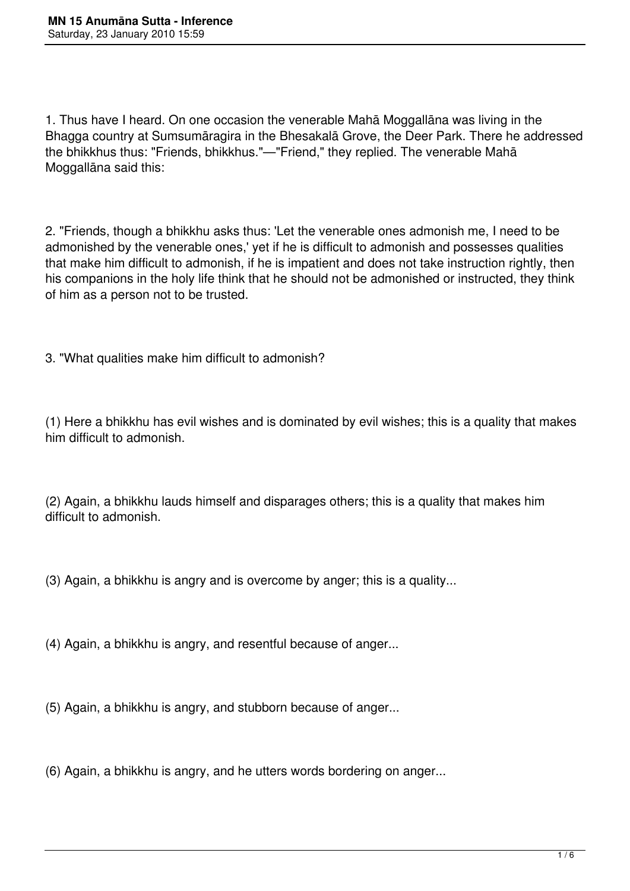1. Thus have I heard. On one occasion the venerable Mahā Moggallāna was living in the Bhagga country at Sumsumāragira in the Bhesakalā Grove, the Deer Park. There he addressed the bhikkhus thus: "Friends, bhikkhus."—"Friend," they replied. The venerable Mahā Moggallāna said this:

2. "Friends, though a bhikkhu asks thus: 'Let the venerable ones admonish me, I need to be admonished by the venerable ones,' yet if he is difficult to admonish and possesses qualities that make him difficult to admonish, if he is impatient and does not take instruction rightly, then his companions in the holy life think that he should not be admonished or instructed, they think of him as a person not to be trusted.

3. "What qualities make him difficult to admonish?

(1) Here a bhikkhu has evil wishes and is dominated by evil wishes; this is a quality that makes him difficult to admonish.

(2) Again, a bhikkhu lauds himself and disparages others; this is a quality that makes him difficult to admonish.

(3) Again, a bhikkhu is angry and is overcome by anger; this is a quality...

(4) Again, a bhikkhu is angry, and resentful because of anger...

(5) Again, a bhikkhu is angry, and stubborn because of anger...

(6) Again, a bhikkhu is angry, and he utters words bordering on anger...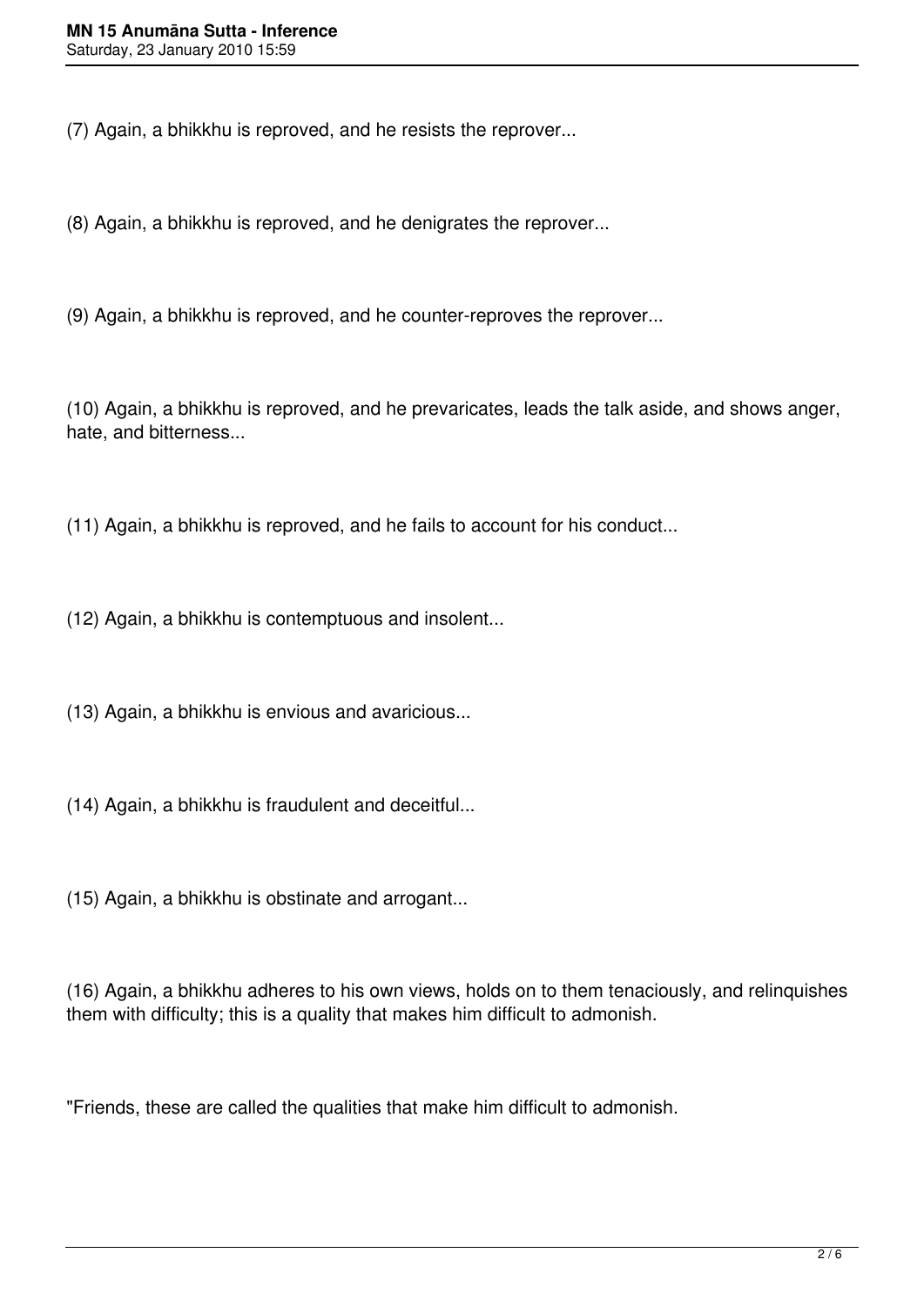(7) Again, a bhikkhu is reproved, and he resists the reprover...

(8) Again, a bhikkhu is reproved, and he denigrates the reprover...

(9) Again, a bhikkhu is reproved, and he counter-reproves the reprover...

(10) Again, a bhikkhu is reproved, and he prevaricates, leads the talk aside, and shows anger, hate, and bitterness...

(11) Again, a bhikkhu is reproved, and he fails to account for his conduct...

(12) Again, a bhikkhu is contemptuous and insolent...

(13) Again, a bhikkhu is envious and avaricious...

(14) Again, a bhikkhu is fraudulent and deceitful...

(15) Again, a bhikkhu is obstinate and arrogant...

(16) Again, a bhikkhu adheres to his own views, holds on to them tenaciously, and relinquishes them with difficulty; this is a quality that makes him difficult to admonish.

"Friends, these are called the qualities that make him difficult to admonish.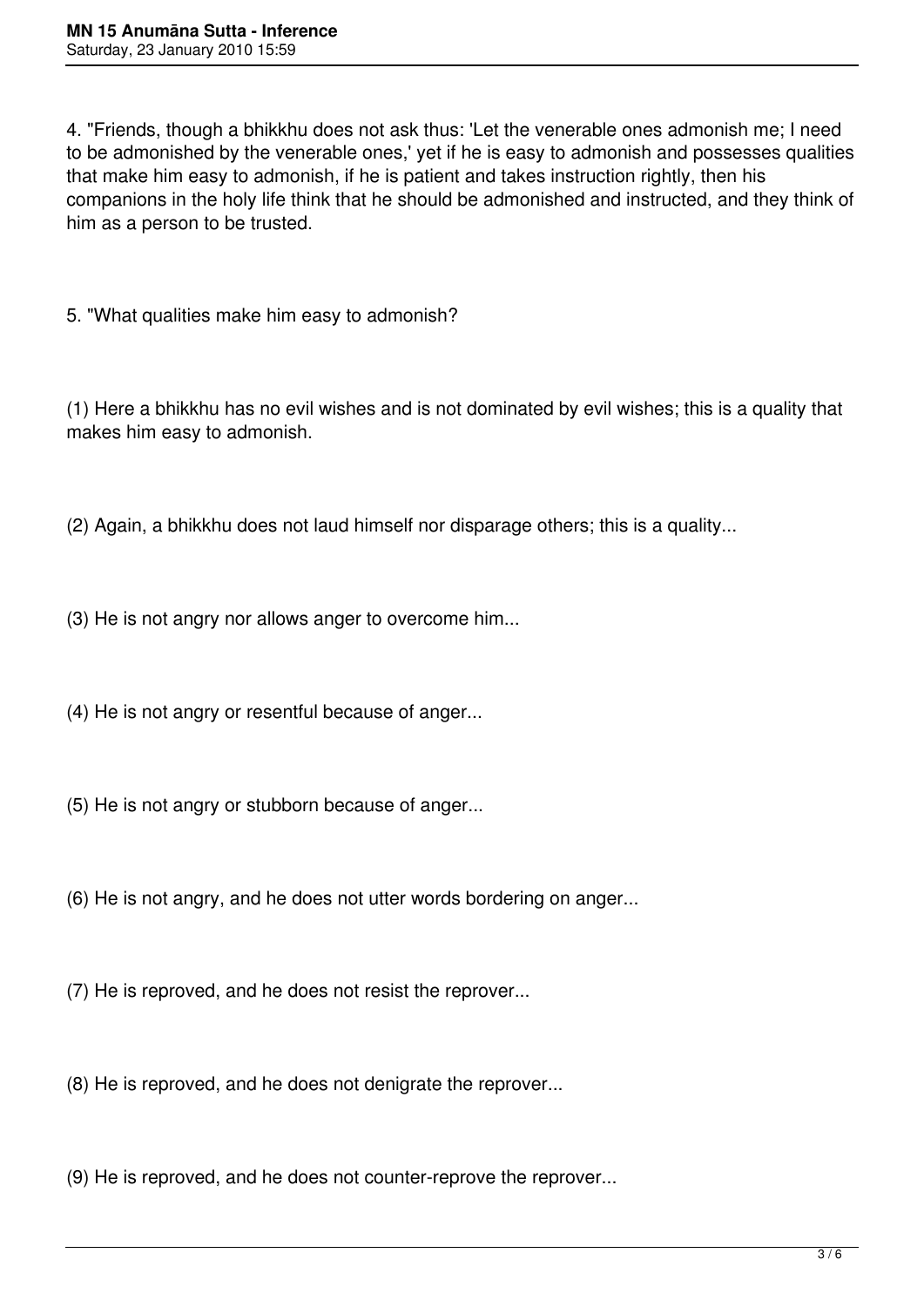4. "Friends, though a bhikkhu does not ask thus: 'Let the venerable ones admonish me; I need to be admonished by the venerable ones,' yet if he is easy to admonish and possesses qualities that make him easy to admonish, if he is patient and takes instruction rightly, then his companions in the holy life think that he should be admonished and instructed, and they think of him as a person to be trusted.

5. "What qualities make him easy to admonish?

(1) Here a bhikkhu has no evil wishes and is not dominated by evil wishes; this is a quality that makes him easy to admonish.

(2) Again, a bhikkhu does not laud himself nor disparage others; this is a quality...

(3) He is not angry nor allows anger to overcome him...

(4) He is not angry or resentful because of anger...

(5) He is not angry or stubborn because of anger...

(6) He is not angry, and he does not utter words bordering on anger...

(7) He is reproved, and he does not resist the reprover...

(8) He is reproved, and he does not denigrate the reprover...

(9) He is reproved, and he does not counter-reprove the reprover...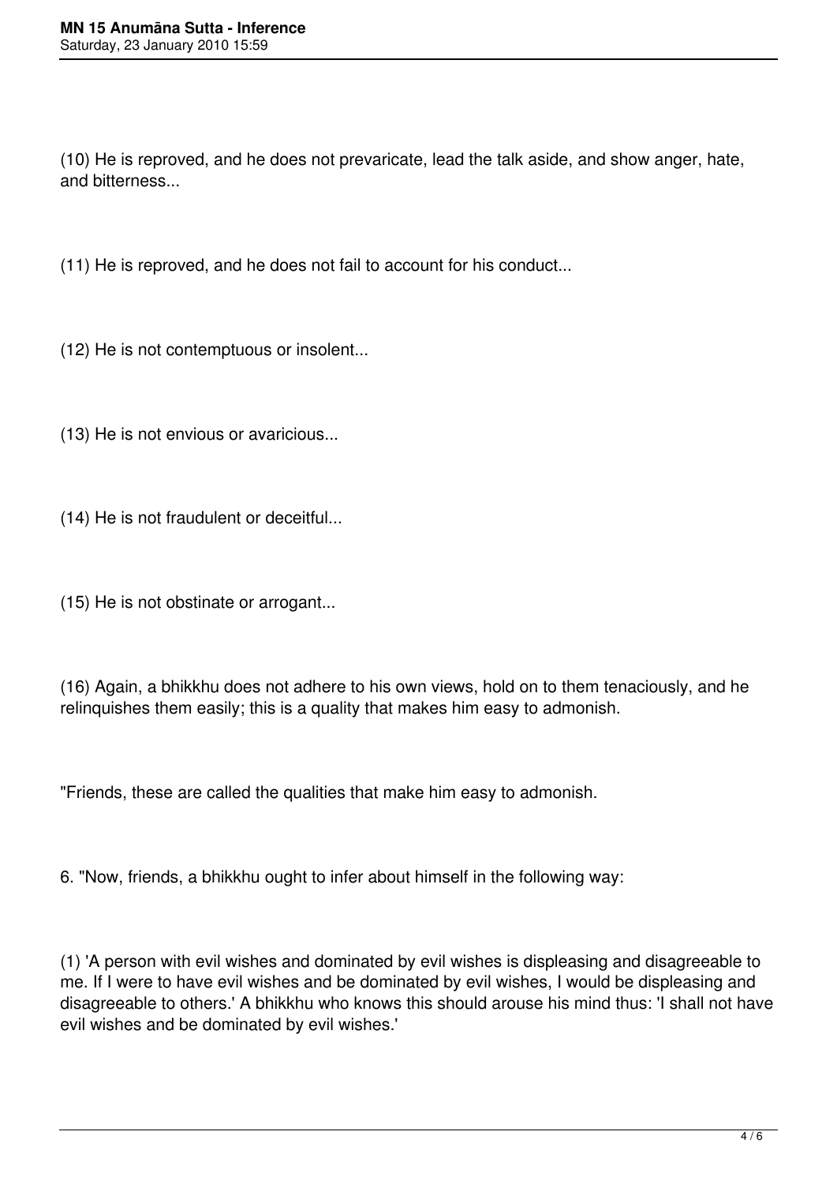(10) He is reproved, and he does not prevaricate, lead the talk aside, and show anger, hate, and bitterness...

(11) He is reproved, and he does not fail to account for his conduct...

(12) He is not contemptuous or insolent...

(13) He is not envious or avaricious...

(14) He is not fraudulent or deceitful...

(15) He is not obstinate or arrogant...

(16) Again, a bhikkhu does not adhere to his own views, hold on to them tenaciously, and he relinquishes them easily; this is a quality that makes him easy to admonish.

"Friends, these are called the qualities that make him easy to admonish.

6. "Now, friends, a bhikkhu ought to infer about himself in the following way:

(1) 'A person with evil wishes and dominated by evil wishes is displeasing and disagreeable to me. If I were to have evil wishes and be dominated by evil wishes, I would be displeasing and disagreeable to others.' A bhikkhu who knows this should arouse his mind thus: 'I shall not have evil wishes and be dominated by evil wishes.'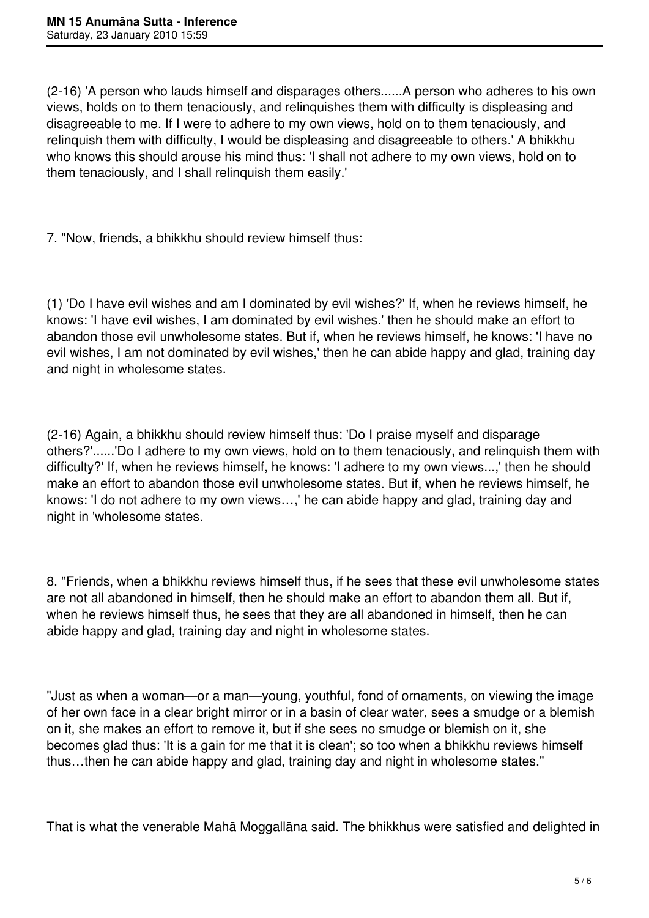(2-16) 'A person who lauds himself and disparages others......A person who adheres to his own views, holds on to them tenaciously, and relinquishes them with difficulty is displeasing and disagreeable to me. If I were to adhere to my own views, hold on to them tenaciously, and relinquish them with difficulty, I would be displeasing and disagreeable to others.' A bhikkhu who knows this should arouse his mind thus: 'I shall not adhere to my own views, hold on to them tenaciously, and I shall relinquish them easily.'

7. "Now, friends, a bhikkhu should review himself thus:

(1) 'Do I have evil wishes and am I dominated by evil wishes?' If, when he reviews himself, he knows: 'I have evil wishes, I am dominated by evil wishes.' then he should make an effort to abandon those evil unwholesome states. But if, when he reviews himself, he knows: 'I have no evil wishes, I am not dominated by evil wishes,' then he can abide happy and glad, training day and night in wholesome states.

(2-16) Again, a bhikkhu should review himself thus: 'Do I praise myself and disparage others?'......'Do I adhere to my own views, hold on to them tenaciously, and relinquish them with difficulty?' If, when he reviews himself, he knows: 'I adhere to my own views...,' then he should make an effort to abandon those evil unwholesome states. But if, when he reviews himself, he knows: 'I do not adhere to my own views…,' he can abide happy and glad, training day and night in 'wholesome states.

8. "Friends, when a bhikkhu reviews himself thus, if he sees that these evil unwholesome states are not all abandoned in himself, then he should make an effort to abandon them all. But if, when he reviews himself thus, he sees that they are all abandoned in himself, then he can abide happy and glad, training day and night in wholesome states.

"Just as when a woman—or a man—young, youthful, fond of ornaments, on viewing the image of her own face in a clear bright mirror or in a basin of clear water, sees a smudge or a blemish on it, she makes an effort to remove it, but if she sees no smudge or blemish on it, she becomes glad thus: 'It is a gain for me that it is clean'; so too when a bhikkhu reviews himself thus…then he can abide happy and glad, training day and night in wholesome states."

That is what the venerable Mahā Moggallāna said. The bhikkhus were satisfied and delighted in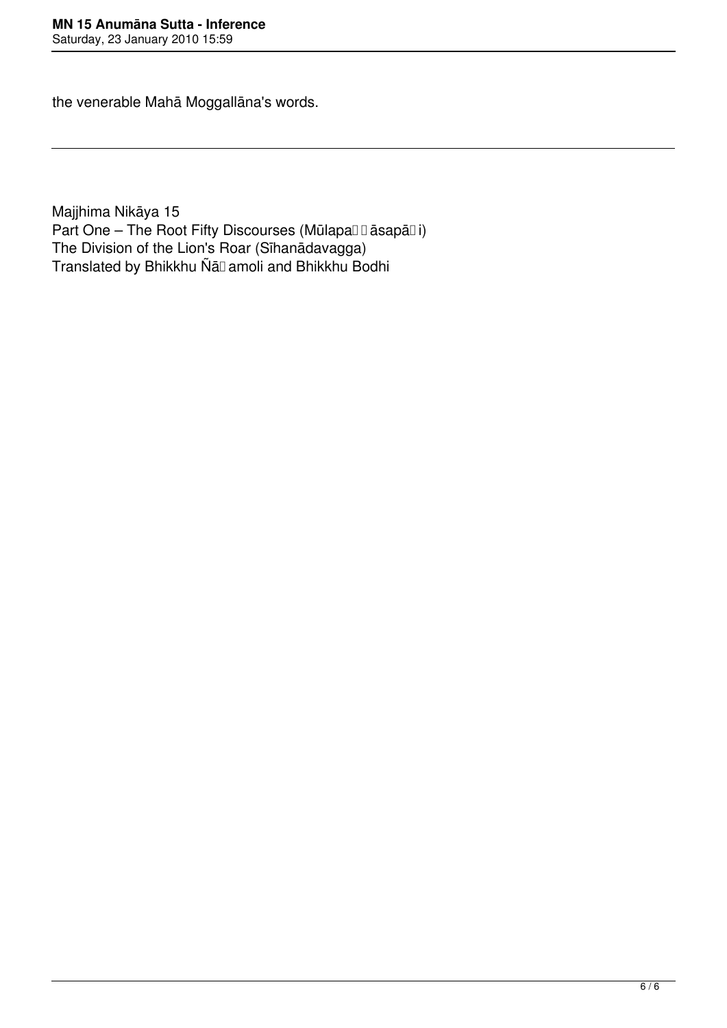the venerable Mahā Moggallāna's words.

---

Majjhima Nikāya 15
Part One – The Root Fifty Discourses (Mūlapaṇṇāsapāḷi)
The Division of the Lion's Roar (Sīhanādavagga)
Translated by Bhikkhu Ñāṇamoli and Bhikkhu Bodhi